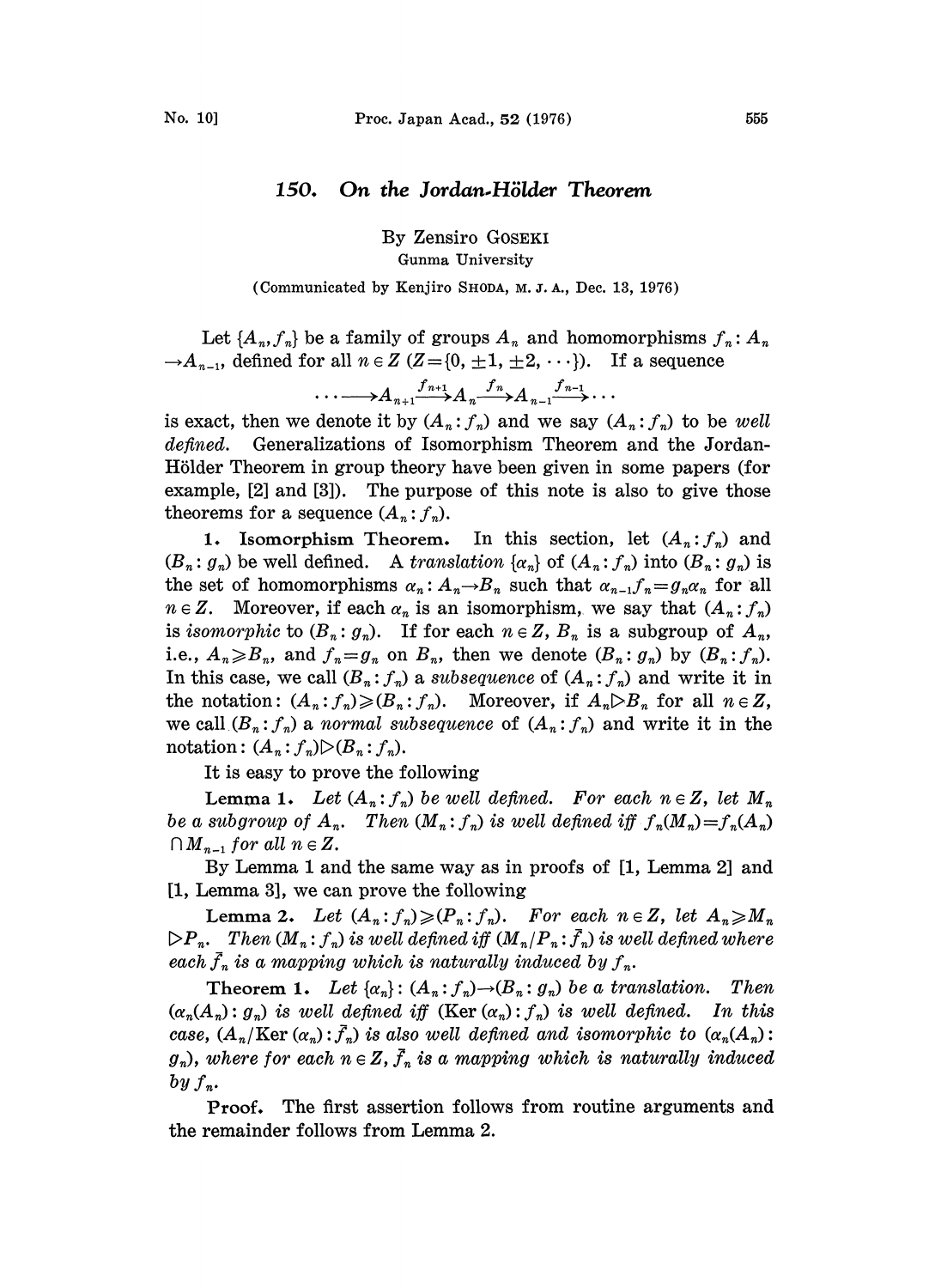# 150. On the Jordan-Hölder Theorem

By Zensiro GOSEKI

Gunma University

(Communicated by Kenjiro SHODA, M. J. A., Dec. 13, 1976)

Let $\{A_n, f_n\}$ be a family of groups $A_n$ and homomorphisms $f_n: A_n \to A_{n-1}$, defined for all $n \in Z$ ($Z = \{0, \pm 1, \pm 2, \cdots\}$). If a sequence

$$\cdots \longrightarrow A_{n+1} \xrightarrow{f_{n+1}} A_n \xrightarrow{f_n} A_{n-1} \xrightarrow{f_{n-1}} \cdots$$

is exact, then we denote it by $(A_n : f_n)$ and we say $(A_n : f_n)$ to be *well defined*. Generalizations of Isomorphism Theorem and the Jordan-Hölder Theorem in group theory have been given in some papers (for example, [2] and [3]). The purpose of this note is also to give those theorems for a sequence $(A_n : f_n)$.

**1. Isomorphism Theorem.** In this section, let $(A_n : f_n)$ and $(B_n : g_n)$ be well defined. A *translation* $\{\alpha_n\}$ of $(A_n : f_n)$ into $(B_n : g_n)$ is the set of homomorphisms $\alpha_n : A_n \to B_n$ such that $\alpha_{n-1} f_n = g_n \alpha_n$ for all $n \in Z$. Moreover, if each $\alpha_n$ is an isomorphism, we say that $(A_n : f_n)$ is *isomorphic* to $(B_n : g_n)$. If for each $n \in Z$, $B_n$ is a subgroup of $A_n$, i.e., $A_n \geqslant B_n$, and $f_n = g_n$ on $B_n$, then we denote $(B_n : g_n)$ by $(B_n : f_n)$. In this case, we call $(B_n : f_n)$ a *subsequence* of $(A_n : f_n)$ and write it in the notation: $(A_n : f_n) \geqslant (B_n : f_n)$. Moreover, if $A_n \triangleright B_n$ for all $n \in Z$, we call $(B_n : f_n)$ a *normal subsequence* of $(A_n : f_n)$ and write it in the notation: $(A_n : f_n) \triangleright (B_n : f_n)$.

It is easy to prove the following

**Lemma 1.** *Let $(A_n : f_n)$ be well defined. For each $n \in Z$, let $M_n$ be a subgroup of $A_n$. Then $(M_n : f_n)$ is well defined iff $f_n(M_n) = f_n(A_n) \cap M_{n-1}$ for all $n \in Z$.*

By Lemma 1 and the same way as in proofs of [1, Lemma 2] and [1, Lemma 3], we can prove the following

**Lemma 2.** *Let $(A_n : f_n) \geqslant (P_n : f_n)$. For each $n \in Z$, let $A_n \geqslant M_n \triangleright P_n$. Then $(M_n : f_n)$ is well defined iff $(M_n / P_n : \bar{f}_n)$ is well defined where each $\bar{f}_n$ is a mapping which is naturally induced by $f_n$.*

**Theorem 1.** *Let $\{\alpha_n\} : (A_n : f_n) \to (B_n : g_n)$ be a translation. Then $(\alpha_n(A_n) : g_n)$ is well defined iff $(\mathrm{Ker}\,(\alpha_n) : f_n)$ is well defined. In this case, $(A_n / \mathrm{Ker}\,(\alpha_n) : \bar{f}_n)$ is also well defined and isomorphic to $(\alpha_n(A_n) : g_n)$, where for each $n \in Z$, $\bar{f}_n$ is a mapping which is naturally induced by $f_n$.*

*Proof.* The first assertion follows from routine arguments and the remainder follows from Lemma 2.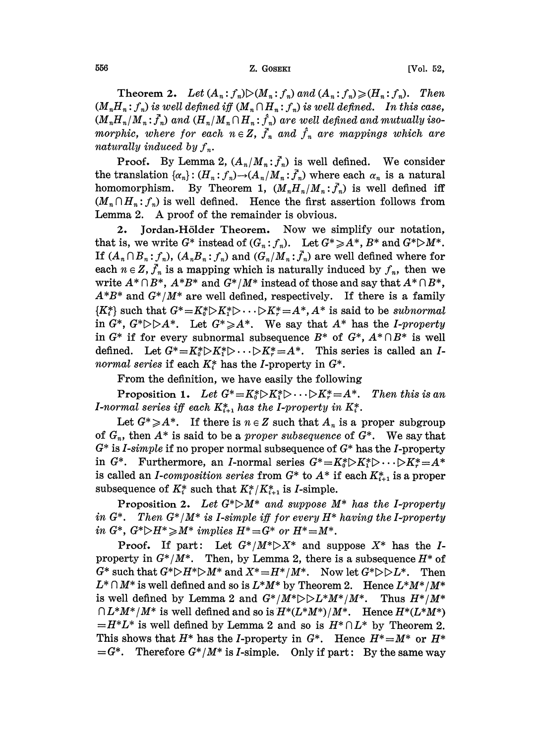**Theorem 2.** *Let $(A_n:f_n) \rhd (M_n:f_n)$ and $(A_n:f_n) \geqslant (H_n:f_n)$. Then $(M_nH_n:f_n)$ is well defined iff $(M_n \cap H_n:f_n)$ is well defined. In this case, $(M_nH_n/M_n:\bar{f}_n)$ and $(H_n/M_n \cap H_n:\hat{f}_n)$ are well defined and mutually isomorphic, where for each $n \in Z$, $\bar{f}_n$ and $\hat{f}_n$ are mappings which are naturally induced by $f_n$.*

**Proof.** By Lemma 2, $(A_n/M_n:\bar{f}_n)$ is well defined. We consider the translation $\{\alpha_n\}: (H_n:f_n) \to (A_n/M_n:\bar{f}_n)$ where each $\alpha_n$ is a natural homomorphism. By Theorem 1, $(M_nH_n/M_n:\bar{f}_n)$ is well defined iff $(M_n \cap H_n:f_n)$ is well defined. Hence the first assertion follows from Lemma 2. A proof of the remainder is obvious.

**2. Jordan-Hölder Theorem.** Now we simplify our notation, that is, we write $G^*$ instead of $(G_n:f_n)$. Let $G^* \geqslant A^*$, $B^*$ and $G^* \rhd M^*$. If $(A_n \cap B_n:f_n)$, $(A_nB_n:f_n)$ and $(G_n/M_n:\bar{f}_n)$ are well defined where for each $n \in Z$, $\bar{f}_n$ is a mapping which is naturally induced by $f_n$, then we write $A^* \cap B^*$, $A^*B^*$ and $G^*/M^*$ instead of those and say that $A^* \cap B^*$, $A^*B^*$ and $G^*/M^*$ are well defined, respectively. If there is a family $\{K_i^*\}$ such that $G^* = K_0^* \rhd K_1^* \rhd \cdots \rhd K_r^* = A^*$, $A^*$ is said to be *subnormal* in $G^*$, $G^* \rhd\rhd A^*$. Let $G^* \geqslant A^*$. We say that $A^*$ has the *I-property* in $G^*$ if for every subnormal subsequence $B^*$ of $G^*$, $A^* \cap B^*$ is well defined. Let $G^* = K_0^* \rhd K_1^* \rhd \cdots \rhd K_r^* = A^*$. This series is called an *I-normal series* if each $K_i^*$ has the I-property in $G^*$.

From the definition, we have easily the following

**Proposition 1.** *Let $G^* = K_0^* \rhd K_1^* \rhd \cdots \rhd K_r^* = A^*$. Then this is an I-normal series iff each $K_{i+1}^*$ has the I-property in $K_i^*$.*

Let $G^* \geqslant A^*$. If there is $n \in Z$ such that $A_n$ is a proper subgroup of $G_n$, then $A^*$ is said to be a *proper subsequence* of $G^*$. We say that $G^*$ is *I-simple* if no proper normal subsequence of $G^*$ has the *I*-property in $G^*$. Furthermore, an *I*-normal series $G^* = K_0^* \rhd K_1^* \rhd \cdots \rhd K_r^* = A^*$ is called an *I-composition series* from $G^*$ to $A^*$ if each $K_{i+1}^*$ is a proper subsequence of $K_i^*$ such that $K_i^*/K_{i+1}^*$ is *I*-simple.

**Proposition 2.** *Let $G^* \rhd M^*$ and suppose $M^*$ has the I-property in $G^*$. Then $G^*/M^*$ is I-simple iff for every $H^*$ having the I-property in $G^*$, $G^* \rhd H^* \geqslant M^*$ implies $H^* = G^*$ or $H^* = M^*$.*

**Proof.** If part: Let $G^*/M^* \rhd X^*$ and suppose $X^*$ has the *I*-property in $G^*/M^*$. Then, by Lemma 2, there is a subsequence $H^*$ of $G^*$ such that $G^* \rhd H^* \rhd M^*$ and $X^* = H^*/M^*$. Now let $G^* \rhd\rhd L^*$. Then $L^* \cap M^*$ is well defined and so is $L^*M^*$ by Theorem 2. Hence $L^*M^*/M^*$ is well defined by Lemma 2 and $G^*/M^* \rhd\rhd L^*M^*/M^*$. Thus $H^*/M^* \cap L^*M^*/M^*$ is well defined and so is $H^*(L^*M^*)/M^*$. Hence $H^*(L^*M^*) = H^*L^*$ is well defined by Lemma 2 and so is $H^* \cap L^*$ by Theorem 2. This shows that $H^*$ has the *I*-property in $G^*$. Hence $H^* = M^*$ or $H^* = G^*$. Therefore $G^*/M^*$ is *I*-simple. Only if part: By the same way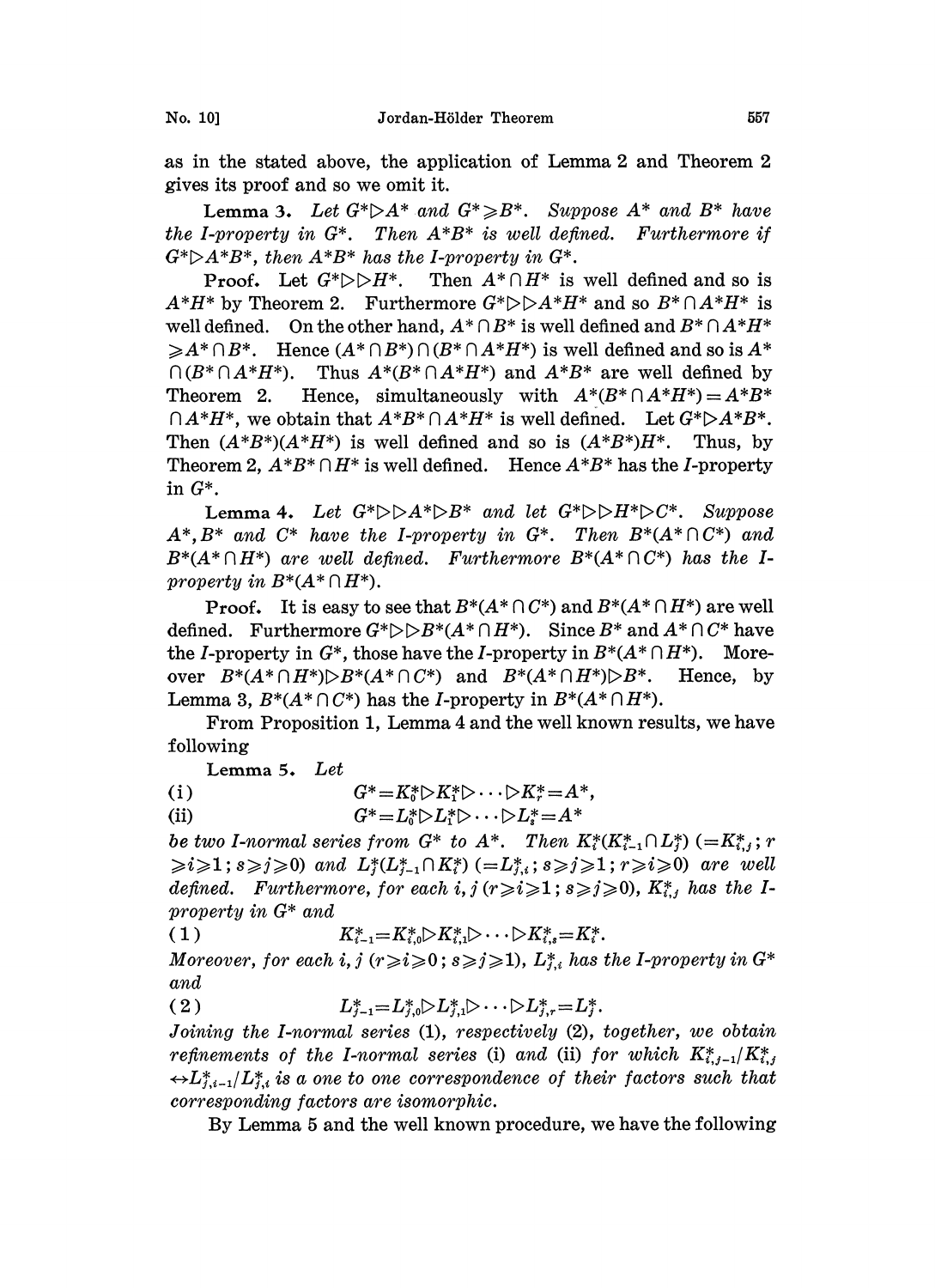as in the stated above, the application of Lemma 2 and Theorem 2 gives its proof and so we omit it.

**Lemma 3.** *Let $G^* \triangleright A^*$ and $G^* \geqslant B^*$. Suppose $A^*$ and $B^*$ have the I-property in $G^*$. Then $A^*B^*$ is well defined. Furthermore if $G^* \triangleright A^*B^*$, then $A^*B^*$ has the I-property in $G^*$.*

**Proof.** Let $G^* \triangleright \triangleright H^*$. Then $A^* \cap H^*$ is well defined and so is $A^*H^*$ by Theorem 2. Furthermore $G^* \triangleright \triangleright A^*H^*$ and so $B^* \cap A^*H^*$ is well defined. On the other hand, $A^* \cap B^*$ is well defined and $B^* \cap A^*H^* \geqslant A^* \cap B^*$. Hence $(A^* \cap B^*) \cap (B^* \cap A^*H^*)$ is well defined and so is $A^* \cap (B^* \cap A^*H^*)$. Thus $A^*(B^* \cap A^*H^*)$ and $A^*B^*$ are well defined by Theorem 2. Hence, simultaneously with $A^*(B^* \cap A^*H^*) = A^*B^* \cap A^*H^*$, we obtain that $A^*B^* \cap A^*H^*$ is well defined. Let $G^* \triangleright A^*B^*$. Then $(A^*B^*)(A^*H^*)$ is well defined and so is $(A^*B^*)H^*$. Thus, by Theorem 2, $A^*B^* \cap H^*$ is well defined. Hence $A^*B^*$ has the $I$-property in $G^*$.

**Lemma 4.** *Let $G^* \triangleright \triangleright A^* \triangleright B^*$ and let $G^* \triangleright \triangleright H^* \triangleright C^*$. Suppose $A^*, B^*$ and $C^*$ have the I-property in $G^*$. Then $B^*(A^* \cap C^*)$ and $B^*(A^* \cap H^*)$ are well defined. Furthermore $B^*(A^* \cap C^*)$ has the I-property in $B^*(A^* \cap H^*)$.*

**Proof.** It is easy to see that $B^*(A^* \cap C^*)$ and $B^*(A^* \cap H^*)$ are well defined. Furthermore $G^* \triangleright \triangleright B^*(A^* \cap H^*)$. Since $B^*$ and $A^* \cap C^*$ have the $I$-property in $G^*$, those have the $I$-property in $B^*(A^* \cap H^*)$. Moreover $B^*(A^* \cap H^*) \triangleright B^*(A^* \cap C^*)$ and $B^*(A^* \cap H^*) \triangleright B^*$. Hence, by Lemma 3, $B^*(A^* \cap C^*)$ has the $I$-property in $B^*(A^* \cap H^*)$.

From Proposition 1, Lemma 4 and the well known results, we have following

**Lemma 5.** *Let*

$$\text{(i)} \qquad G^* = K_0^* \triangleright K_1^* \triangleright \cdots \triangleright K_r^* = A^*,$$

$$\text{(ii)} \qquad G^* = L_0^* \triangleright L_1^* \triangleright \cdots \triangleright L_s^* = A^*$$

*be two I-normal series from $G^*$ to $A^*$. Then $K_i^*(K_{i-1}^* \cap L_j^*)$ $(= K_{i,j}^*;\ r \geqslant i \geqslant 1;\ s \geqslant j \geqslant 0)$ and $L_j^*(L_{j-1}^* \cap K_i^*)$ $(= L_{j,i}^*;\ s \geqslant j \geqslant 1;\ r \geqslant i \geqslant 0)$ are well defined. Furthermore, for each $i, j$ $(r \geqslant i \geqslant 1;\ s \geqslant j \geqslant 0)$, $K_{i,j}^*$ has the I-property in $G^*$ and*

$$(1) \qquad K_{i-1}^* = K_{i,0}^* \triangleright K_{i,1}^* \triangleright \cdots \triangleright K_{i,s}^* = K_i^*.$$

*Moreover, for each $i, j$ $(r \geqslant i \geqslant 0;\ s \geqslant j \geqslant 1)$, $L_{j,i}^*$ has the I-property in $G^*$ and*

$$(2) \qquad L_{j-1}^* = L_{j,0}^* \triangleright L_{j,1}^* \triangleright \cdots \triangleright L_{j,r}^* = L_j^*.$$

*Joining the I-normal series (1), respectively (2), together, we obtain refinements of the I-normal series (i) and (ii) for which $K_{i,j-1}^*/K_{i,j}^* \leftrightarrow L_{j,i-1}^*/L_{j,i}^*$ is a one to one correspondence of their factors such that corresponding factors are isomorphic.*

By Lemma 5 and the well known procedure, we have the following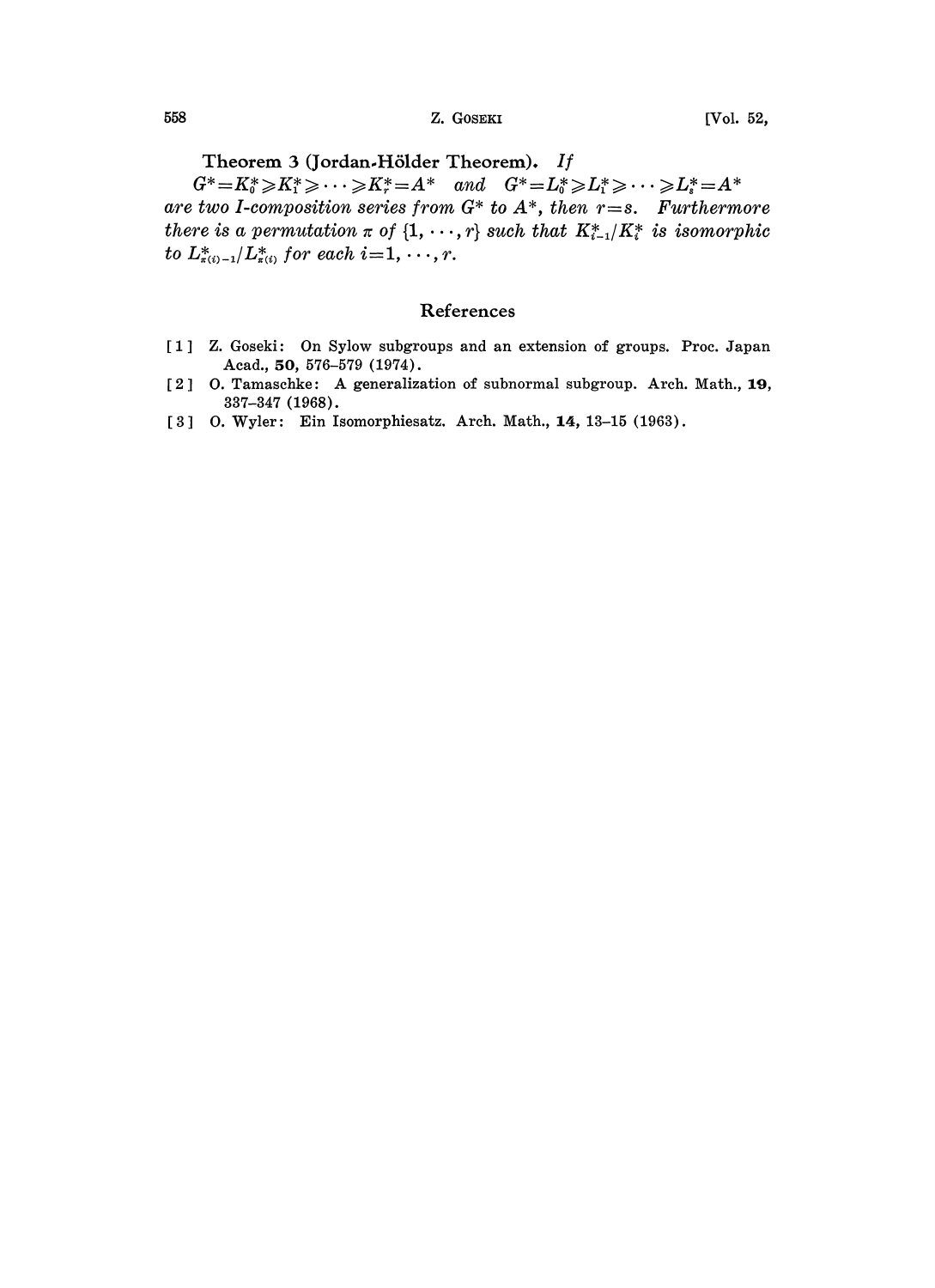**Theorem 3** (**Jordan-Hölder Theorem**). *If*

$$G^*=K_0^*\geqslant K_1^*\geqslant\cdots\geqslant K_r^*=A^* \quad and \quad G^*=L_0^*\geqslant L_1^*\geqslant\cdots\geqslant L_s^*=A^*$$

*are two I-composition series from $G^*$ to $A^*$, then $r=s$. Furthermore there is a permutation $\pi$ of $\{1,\cdots,r\}$ such that $K_{i-1}^*/K_i^*$ is isomorphic to $L_{\pi(i)-1}^*/L_{\pi(i)}^*$ for each $i=1,\cdots,r$.*

## References

[1] Z. Goseki: On Sylow subgroups and an extension of groups. Proc. Japan Acad., **50**, 576–579 (1974).

[2] O. Tamaschke: A generalization of subnormal subgroup. Arch. Math., **19**, 337–347 (1968).

[3] O. Wyler: Ein Isomorphiesatz. Arch. Math., **14**, 13–15 (1963).